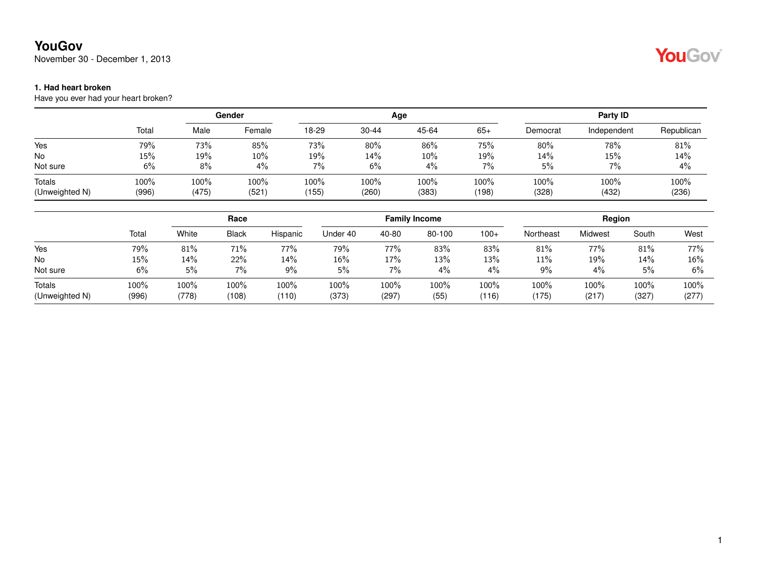# YouGov

November 30 - December 1, 2013

### 1. Had heart broken

Have you ever had your heart broken?

| | Total | Gender | | Age | | | | Party ID | | |
|---|---|---|---|---|---|---|---|---|---|---|
| | | Male | Female | 18-29 | 30-44 | 45-64 | 65+ | Democrat | Independent | Republican |
| Yes | 79% | 73% | 85% | 73% | 80% | 86% | 75% | 80% | 78% | 81% |
| No | 15% | 19% | 10% | 19% | 14% | 10% | 19% | 14% | 15% | 14% |
| Not sure | 6% | 8% | 4% | 7% | 6% | 4% | 7% | 5% | 7% | 4% |
| Totals | 100% | 100% | 100% | 100% | 100% | 100% | 100% | 100% | 100% | 100% |
| (Unweighted N) | (996) | (475) | (521) | (155) | (260) | (383) | (198) | (328) | (432) | (236) |

| | Total | Race | | | Family Income | | | | Region | | | |
|---|---|---|---|---|---|---|---|---|---|---|---|---|
| | | White | Black | Hispanic | Under 40 | 40-80 | 80-100 | 100+ | Northeast | Midwest | South | West |
| Yes | 79% | 81% | 71% | 77% | 79% | 77% | 83% | 83% | 81% | 77% | 81% | 77% |
| No | 15% | 14% | 22% | 14% | 16% | 17% | 13% | 13% | 11% | 19% | 14% | 16% |
| Not sure | 6% | 5% | 7% | 9% | 5% | 7% | 4% | 4% | 9% | 4% | 5% | 6% |
| Totals | 100% | 100% | 100% | 100% | 100% | 100% | 100% | 100% | 100% | 100% | 100% | 100% |
| (Unweighted N) | (996) | (778) | (108) | (110) | (373) | (297) | (55) | (116) | (175) | (217) | (327) | (277) |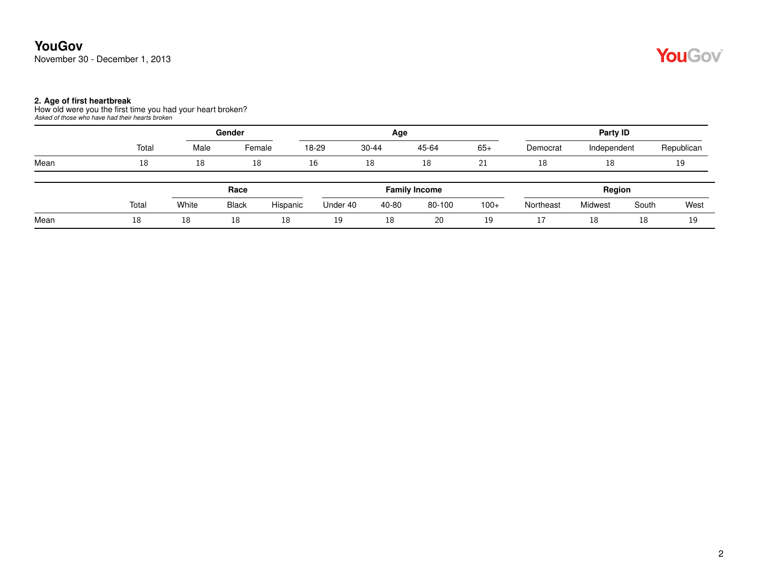**2. Age of first heartbreak**

How old were you the first time you had your heart broken?

*Asked of those who have had their hearts broken*

| | | Gender | | Age | | | | Party ID | | |
|---|---|---|---|---|---|---|---|---|---|---|
| | Total | Male | Female | 18-29 | 30-44 | 45-64 | 65+ | Democrat | Independent | Republican |
| Mean | 18 | 18 | 18 | 16 | 18 | 18 | 21 | 18 | 18 | 19 |

| | | Race | | | Family Income | | | | Region | | | |
|---|---|---|---|---|---|---|---|---|---|---|---|---|
| | Total | White | Black | Hispanic | Under 40 | 40-80 | 80-100 | 100+ | Northeast | Midwest | South | West |
| Mean | 18 | 18 | 18 | 18 | 19 | 18 | 20 | 19 | 17 | 18 | 18 | 19 |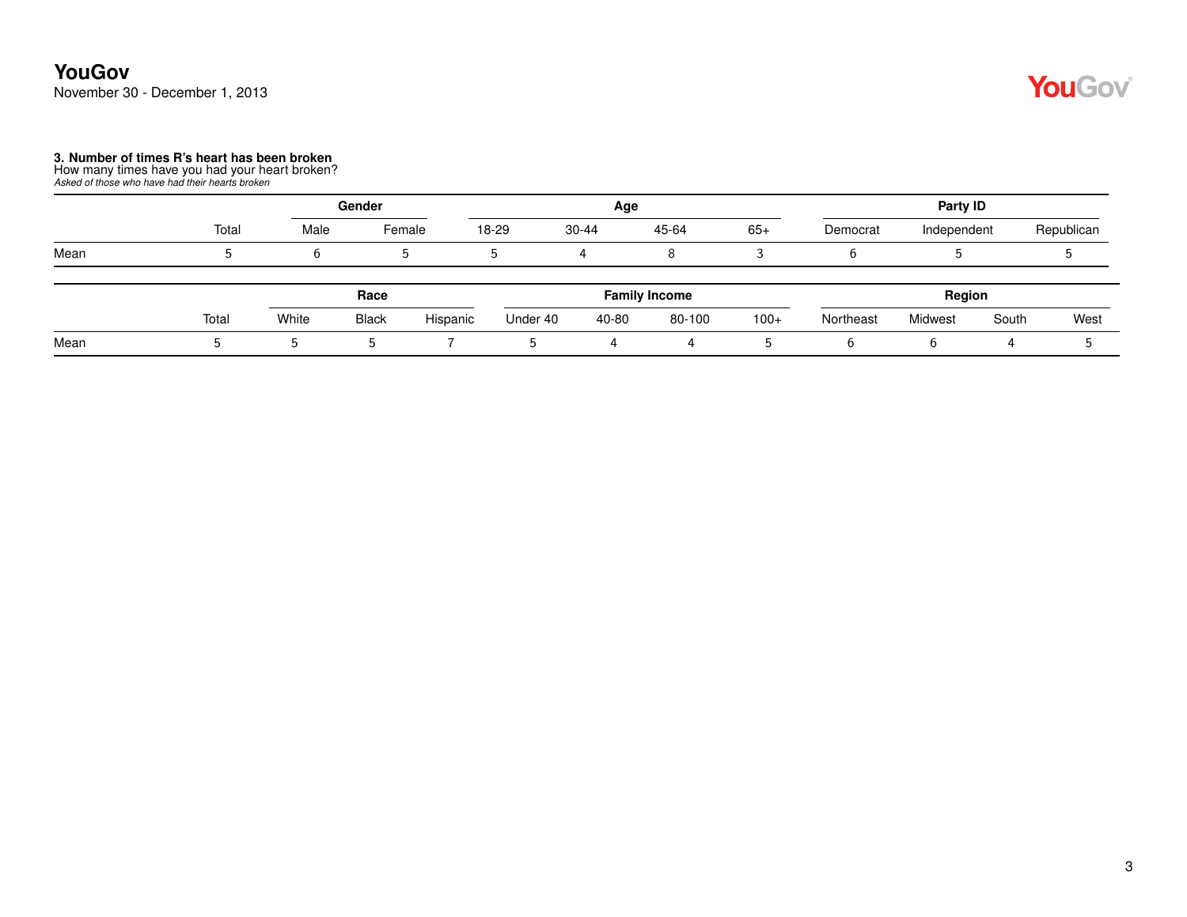**YouGov**
November 30 - December 1, 2013

**3. Number of times R's heart has been broken**
How many times have you had your heart broken?
*Asked of those who have had their hearts broken*

| | | Gender | | Age | | | | Party ID | | |
|---|---|---|---|---|---|---|---|---|---|---|
| | Total | Male | Female | 18-29 | 30-44 | 45-64 | 65+ | Democrat | Independent | Republican |
| Mean | 5 | 6 | 5 | 5 | 4 | 8 | 3 | 6 | 5 | 5 |

| | | Race | | | Family Income | | | | Region | | | |
|---|---|---|---|---|---|---|---|---|---|---|---|---|
| | Total | White | Black | Hispanic | Under 40 | 40-80 | 80-100 | 100+ | Northeast | Midwest | South | West |
| Mean | 5 | 5 | 5 | 7 | 5 | 4 | 4 | 5 | 6 | 6 | 4 | 5 |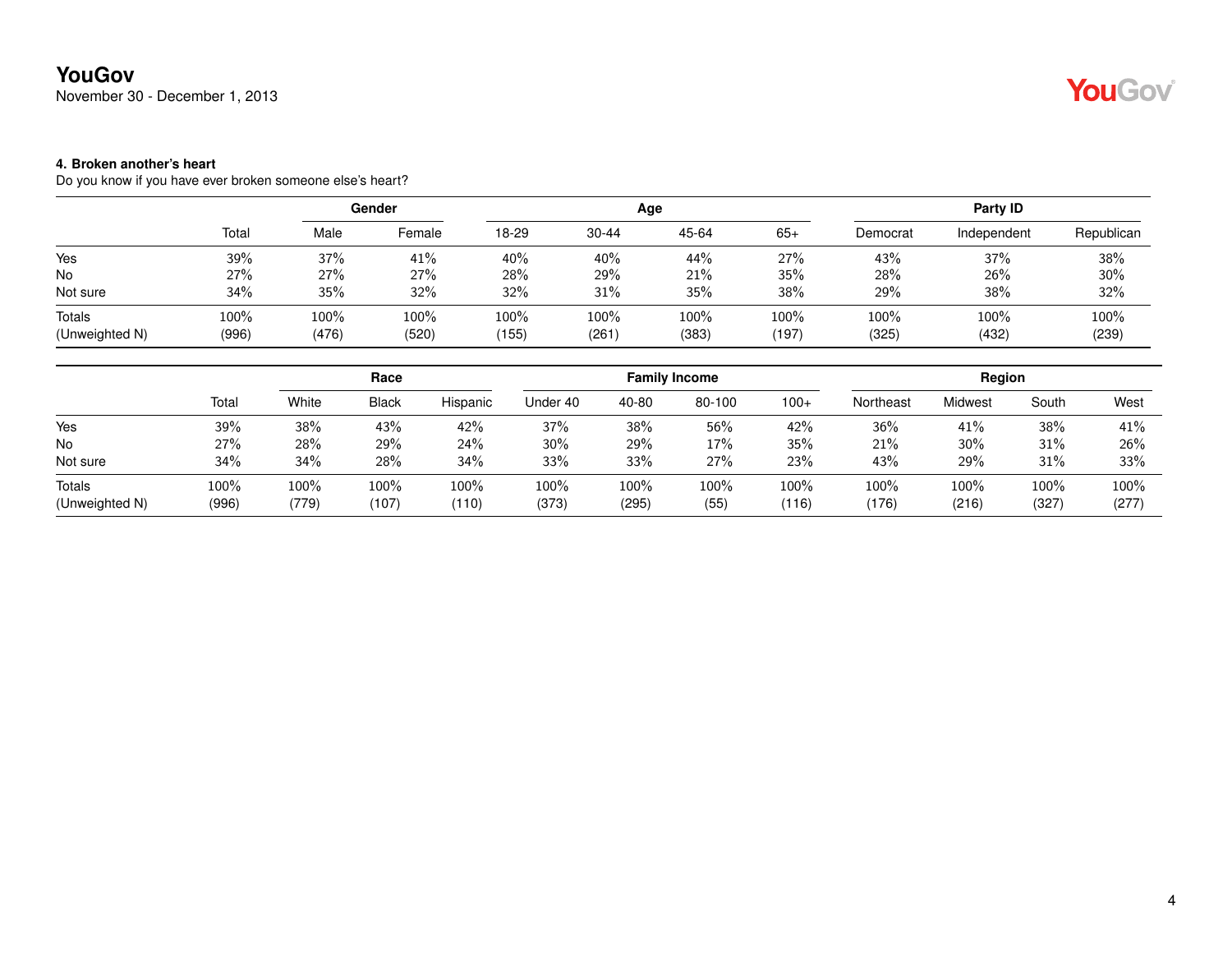**YouGov**
November 30 - December 1, 2013

**4. Broken another's heart**
Do you know if you have ever broken someone else's heart?

| | | Gender | | Age | | | | Party ID | | |
|---|---|---|---|---|---|---|---|---|---|---|
| | Total | Male | Female | 18-29 | 30-44 | 45-64 | 65+ | Democrat | Independent | Republican |
| Yes | 39% | 37% | 41% | 40% | 40% | 44% | 27% | 43% | 37% | 38% |
| No | 27% | 27% | 27% | 28% | 29% | 21% | 35% | 28% | 26% | 30% |
| Not sure | 34% | 35% | 32% | 32% | 31% | 35% | 38% | 29% | 38% | 32% |
| Totals | 100% | 100% | 100% | 100% | 100% | 100% | 100% | 100% | 100% | 100% |
| (Unweighted N) | (996) | (476) | (520) | (155) | (261) | (383) | (197) | (325) | (432) | (239) |

| | | Race | | | Family Income | | | | Region | | | |
|---|---|---|---|---|---|---|---|---|---|---|---|---|
| | Total | White | Black | Hispanic | Under 40 | 40-80 | 80-100 | 100+ | Northeast | Midwest | South | West |
| Yes | 39% | 38% | 43% | 42% | 37% | 38% | 56% | 42% | 36% | 41% | 38% | 41% |
| No | 27% | 28% | 29% | 24% | 30% | 29% | 17% | 35% | 21% | 30% | 31% | 26% |
| Not sure | 34% | 34% | 28% | 34% | 33% | 33% | 27% | 23% | 43% | 29% | 31% | 33% |
| Totals | 100% | 100% | 100% | 100% | 100% | 100% | 100% | 100% | 100% | 100% | 100% | 100% |
| (Unweighted N) | (996) | (779) | (107) | (110) | (373) | (295) | (55) | (116) | (176) | (216) | (327) | (277) |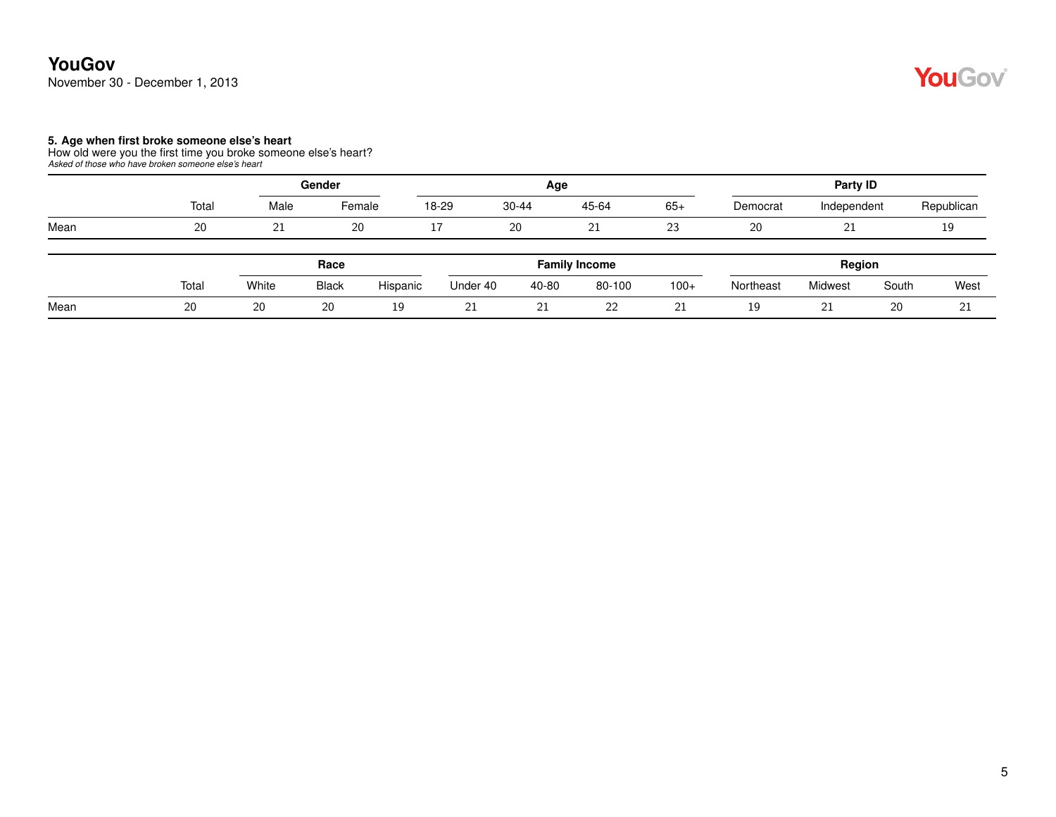## 5. Age when first broke someone else's heart

How old were you the first time you broke someone else's heart?

*Asked of those who have broken someone else's heart*

| | | Gender | | Age | | | | Party ID | | |
|---|---|---|---|---|---|---|---|---|---|---|
| | Total | Male | Female | 18-29 | 30-44 | 45-64 | 65+ | Democrat | Independent | Republican |
| Mean | 20 | 21 | 20 | 17 | 20 | 21 | 23 | 20 | 21 | 19 |

| | | Race | | | Family Income | | | | Region | | | |
|---|---|---|---|---|---|---|---|---|---|---|---|---|
| | Total | White | Black | Hispanic | Under 40 | 40-80 | 80-100 | 100+ | Northeast | Midwest | South | West |
| Mean | 20 | 20 | 20 | 19 | 21 | 21 | 22 | 21 | 19 | 21 | 20 | 21 |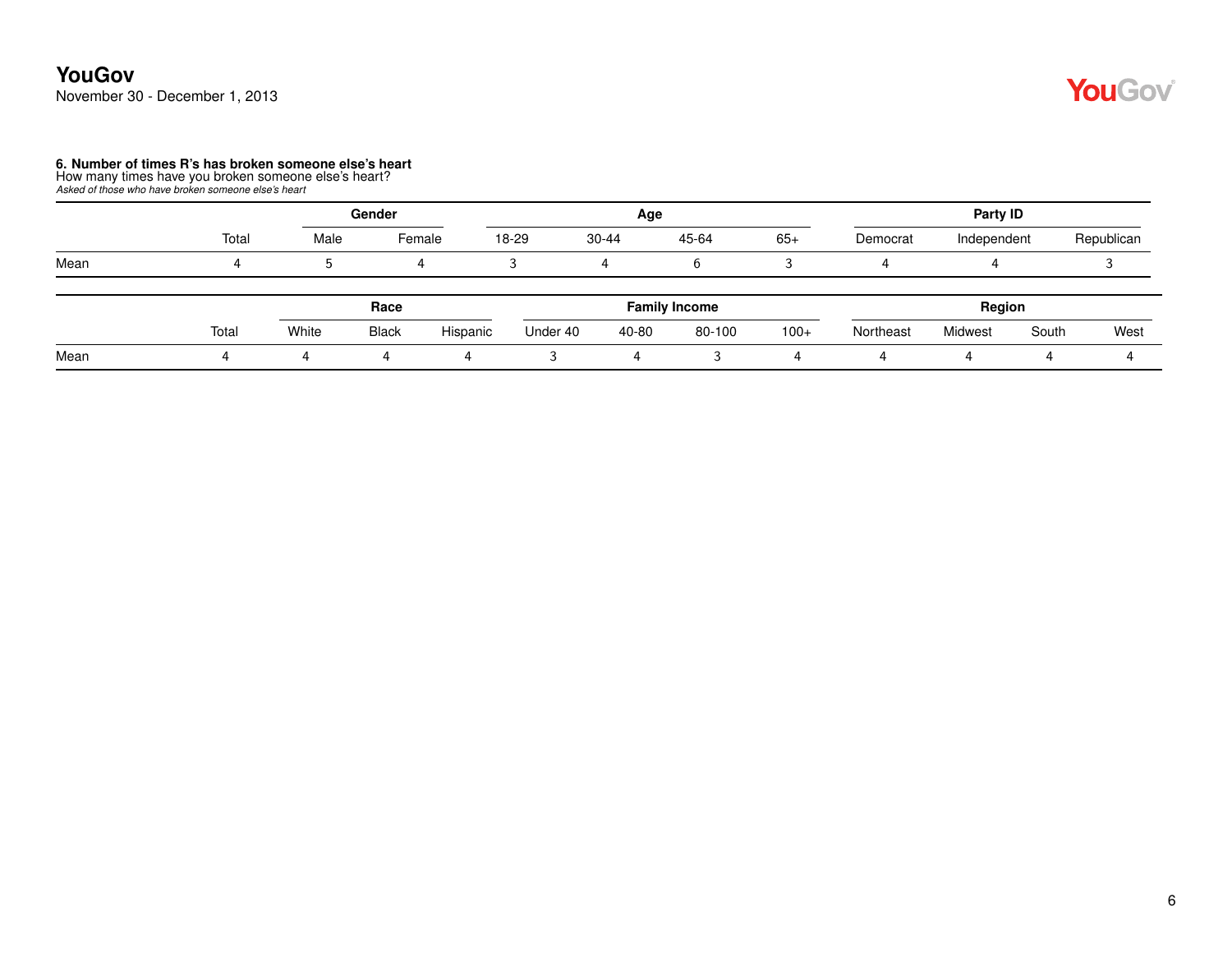**6. Number of times R's has broken someone else's heart**
How many times have you broken someone else's heart?
*Asked of those who have broken someone else's heart*

| | | Gender | | Age | | | | Party ID | | |
|---|---|---|---|---|---|---|---|---|---|---|
| | Total | Male | Female | 18-29 | 30-44 | 45-64 | 65+ | Democrat | Independent | Republican |
| Mean | 4 | 5 | 4 | 3 | 4 | 6 | 3 | 4 | 4 | 3 |

| | | Race | | | Family Income | | | | Region | | | |
|---|---|---|---|---|---|---|---|---|---|---|---|---|
| | Total | White | Black | Hispanic | Under 40 | 40-80 | 80-100 | 100+ | Northeast | Midwest | South | West |
| Mean | 4 | 4 | 4 | 4 | 3 | 4 | 3 | 4 | 4 | 4 | 4 | 4 |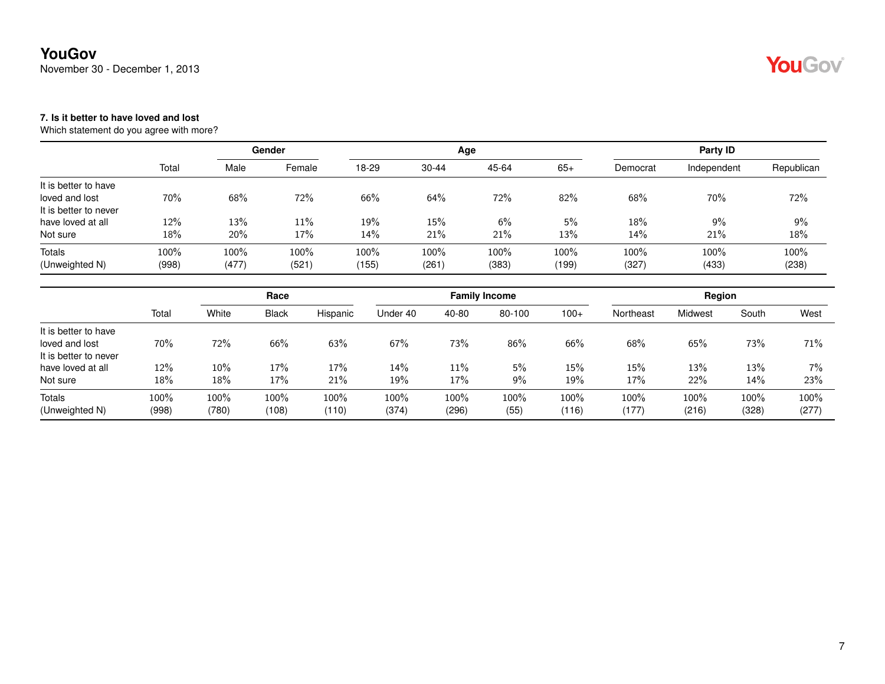**YouGov**
November 30 - December 1, 2013

**7. Is it better to have loved and lost**
Which statement do you agree with more?

| | | Gender | | Age | | | | Party ID | | |
|---|---|---|---|---|---|---|---|---|---|---|
| | Total | Male | Female | 18-29 | 30-44 | 45-64 | 65+ | Democrat | Independent | Republican |
| It is better to have loved and lost | 70% | 68% | 72% | 66% | 64% | 72% | 82% | 68% | 70% | 72% |
| It is better to never have loved at all | 12% | 13% | 11% | 19% | 15% | 6% | 5% | 18% | 9% | 9% |
| Not sure | 18% | 20% | 17% | 14% | 21% | 21% | 13% | 14% | 21% | 18% |
| Totals | 100% | 100% | 100% | 100% | 100% | 100% | 100% | 100% | 100% | 100% |
| (Unweighted N) | (998) | (477) | (521) | (155) | (261) | (383) | (199) | (327) | (433) | (238) |

| | | Race | | | Family Income | | | | Region | | | |
|---|---|---|---|---|---|---|---|---|---|---|---|---|
| | Total | White | Black | Hispanic | Under 40 | 40-80 | 80-100 | 100+ | Northeast | Midwest | South | West |
| It is better to have loved and lost | 70% | 72% | 66% | 63% | 67% | 73% | 86% | 66% | 68% | 65% | 73% | 71% |
| It is better to never have loved at all | 12% | 10% | 17% | 17% | 14% | 11% | 5% | 15% | 15% | 13% | 13% | 7% |
| Not sure | 18% | 18% | 17% | 21% | 19% | 17% | 9% | 19% | 17% | 22% | 14% | 23% |
| Totals | 100% | 100% | 100% | 100% | 100% | 100% | 100% | 100% | 100% | 100% | 100% | 100% |
| (Unweighted N) | (998) | (780) | (108) | (110) | (374) | (296) | (55) | (116) | (177) | (216) | (328) | (277) |